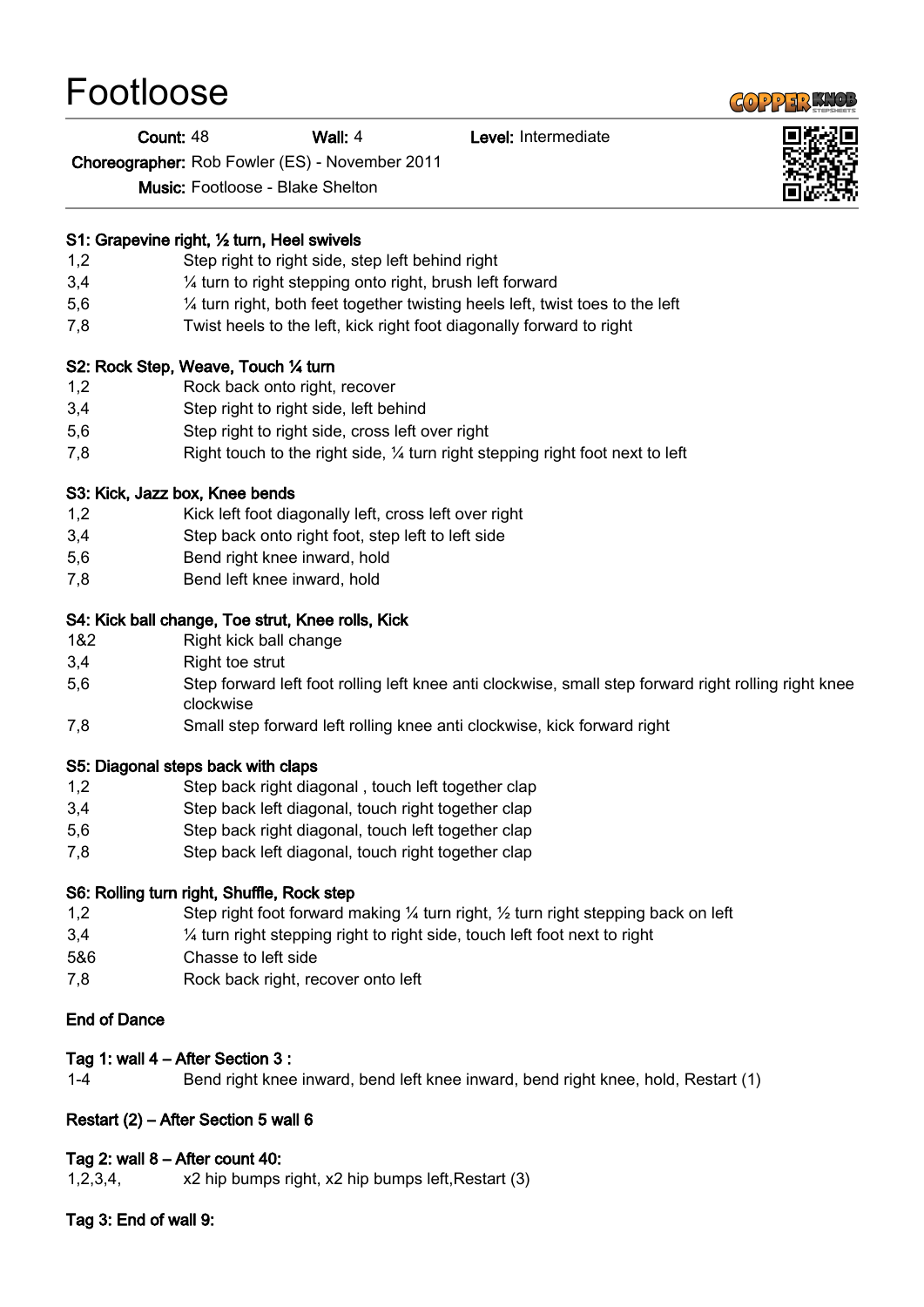# Footloose

**Count:** 48 **Wall:** 4 **Level:** Intermediate

**Choreographer:** Rob Fowler (ES) - November 2011

**Music:** Footloose - Blake Shelton

**S1: Grapevine right, ½ turn, Heel swivels**

| | |
|---|---|
| 1,2 | Step right to right side, step left behind right |
| 3,4 | ¼ turn to right stepping onto right, brush left forward |
| 5,6 | ¼ turn right, both feet together twisting heels left, twist toes to the left |
| 7,8 | Twist heels to the left, kick right foot diagonally forward to right |

**S2: Rock Step, Weave, Touch ¼ turn**

| | |
|---|---|
| 1,2 | Rock back onto right, recover |
| 3,4 | Step right to right side, left behind |
| 5,6 | Step right to right side, cross left over right |
| 7,8 | Right touch to the right side, ¼ turn right stepping right foot next to left |

**S3: Kick, Jazz box, Knee bends**

| | |
|---|---|
| 1,2 | Kick left foot diagonally left, cross left over right |
| 3,4 | Step back onto right foot, step left to left side |
| 5,6 | Bend right knee inward, hold |
| 7,8 | Bend left knee inward, hold |

**S4: Kick ball change, Toe strut, Knee rolls, Kick**

| | |
|---|---|
| 1&2 | Right kick ball change |
| 3,4 | Right toe strut |
| 5,6 | Step forward left foot rolling left knee anti clockwise, small step forward right rolling right knee clockwise |
| 7,8 | Small step forward left rolling knee anti clockwise, kick forward right |

**S5: Diagonal steps back with claps**

| | |
|---|---|
| 1,2 | Step back right diagonal , touch left together clap |
| 3,4 | Step back left diagonal, touch right together clap |
| 5,6 | Step back right diagonal, touch left together clap |
| 7,8 | Step back left diagonal, touch right together clap |

**S6: Rolling turn right, Shuffle, Rock step**

| | |
|---|---|
| 1,2 | Step right foot forward making ¼ turn right, ½ turn right stepping back on left |
| 3,4 | ¼ turn right stepping right to right side, touch left foot next to right |
| 5&6 | Chasse to left side |
| 7,8 | Rock back right, recover onto left |

**End of Dance**

**Tag 1: wall 4 – After Section 3 :**

| | |
|---|---|
| 1-4 | Bend right knee inward, bend left knee inward, bend right knee, hold, Restart (1) |

**Restart (2) – After Section 5 wall 6**

**Tag 2: wall 8 – After count 40:**

| | |
|---|---|
| 1,2,3,4, | x2 hip bumps right, x2 hip bumps left,Restart (3) |

**Tag 3: End of wall 9:**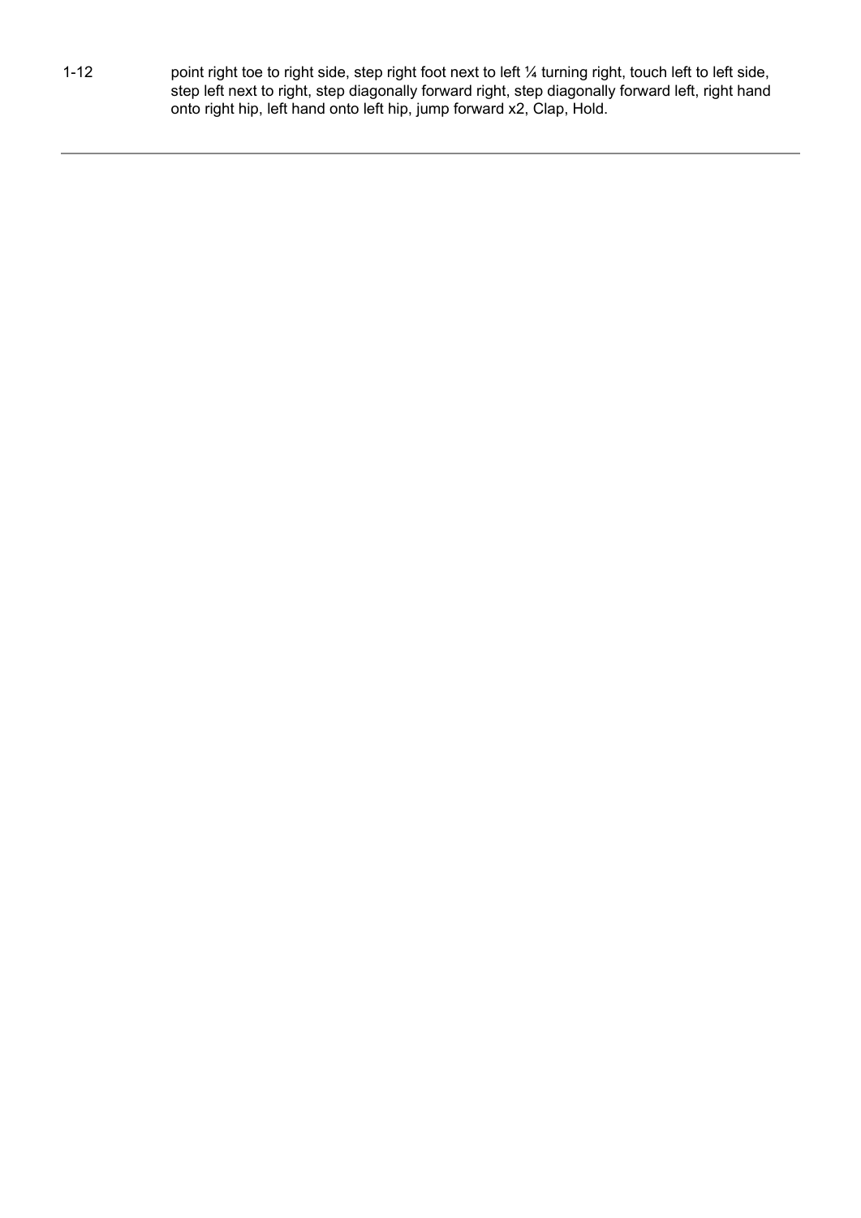| | |
|---|---|
| 1-12 | point right toe to right side, step right foot next to left ¼ turning right, touch left to left side, step left next to right, step diagonally forward right, step diagonally forward left, right hand onto right hip, left hand onto left hip, jump forward x2, Clap, Hold. |

---